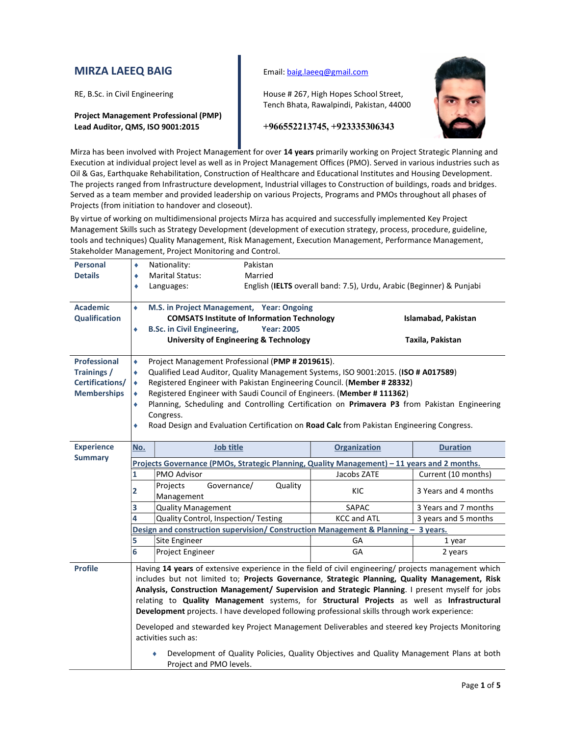# MIRZA LAEEQ BAIG

RE, B.Sc. in Civil Engineering

**Project Management Professional (PMP)**
**Lead Auditor, QMS, ISO 9001:2015**

Email: baig.laeeq@gmail.com

House # 267, High Hopes School Street,
Tench Bhata, Rawalpindi, Pakistan, 44000

**+966552213745, +923335306343**

Mirza has been involved with Project Management for over **14 years** primarily working on Project Strategic Planning and Execution at individual project level as well as in Project Management Offices (PMO). Served in various industries such as Oil & Gas, Earthquake Rehabilitation, Construction of Healthcare and Educational Institutes and Housing Development. The projects ranged from Infrastructure development, Industrial villages to Construction of buildings, roads and bridges. Served as a team member and provided leadership on various Projects, Programs and PMOs throughout all phases of Projects (from initiation to handover and closeout).

By virtue of working on multidimensional projects Mirza has acquired and successfully implemented Key Project Management Skills such as Strategy Development (development of execution strategy, process, procedure, guideline, tools and techniques) Quality Management, Risk Management, Execution Management, Performance Management, Stakeholder Management, Project Monitoring and Control.

## Personal Details

- Nationality: Pakistan
- Marital Status: Married
- Languages: English (**IELTS** overall band: 7.5), Urdu, Arabic (Beginner) & Punjabi

## Academic Qualification

- **M.S. in Project Management, Year: Ongoing**
  **COMSATS Institute of Information Technology** — **Islamabad, Pakistan**
- **B.Sc. in Civil Engineering, Year: 2005**
  **University of Engineering & Technology** — **Taxila, Pakistan**

## Professional Trainings / Certifications/ Memberships

- Project Management Professional (**PMP # 2019615**).
- Qualified Lead Auditor, Quality Management Systems, ISO 9001:2015. (**ISO # A017589**)
- Registered Engineer with Pakistan Engineering Council. (**Member # 28332**)
- Registered Engineer with Saudi Council of Engineers. (**Member # 111362**)
- Planning, Scheduling and Controlling Certification on **Primavera P3** from Pakistan Engineering Congress.
- Road Design and Evaluation Certification on **Road Calc** from Pakistan Engineering Congress.

## Experience Summary

| No. | Job title | Organization | Duration |
|---|---|---|---|
| **Projects Governance (PMOs, Strategic Planning, Quality Management) – 11 years and 2 months.** | | | |
| 1 | PMO Advisor | Jacobs ZATE | Current (10 months) |
| 2 | Projects Governance/ Quality Management | KIC | 3 Years and 4 months |
| 3 | Quality Management | SAPAC | 3 Years and 7 months |
| 4 | Quality Control, Inspection/ Testing | KCC and ATL | 3 years and 5 months |
| **Design and construction supervision/ Construction Management & Planning – 3 years.** | | | |
| 5 | Site Engineer | GA | 1 year |
| 6 | Project Engineer | GA | 2 years |

## Profile

Having **14 years** of extensive experience in the field of civil engineering/ projects management which includes but not limited to; **Projects Governance**, **Strategic Planning, Quality Management, Risk Analysis, Construction Management/ Supervision and Strategic Planning**. I present myself for jobs relating to **Quality Management** systems, for **Structural Projects** as well as **Infrastructural Development** projects. I have developed following professional skills through work experience:

Developed and stewarded key Project Management Deliverables and steered key Projects Monitoring activities such as:

- Development of Quality Policies, Quality Objectives and Quality Management Plans at both Project and PMO levels.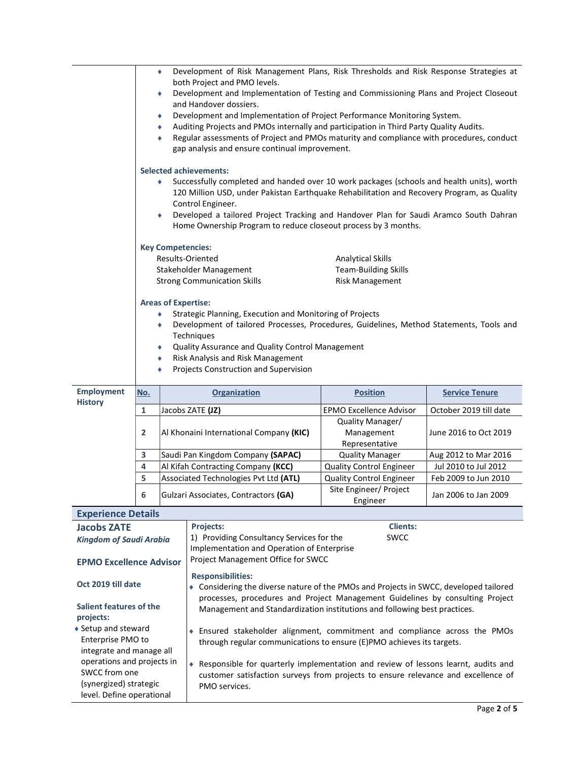- Development of Risk Management Plans, Risk Thresholds and Risk Response Strategies at both Project and PMO levels.
- Development and Implementation of Testing and Commissioning Plans and Project Closeout and Handover dossiers.
- Development and Implementation of Project Performance Monitoring System.
- Auditing Projects and PMOs internally and participation in Third Party Quality Audits.
- Regular assessments of Project and PMOs maturity and compliance with procedures, conduct gap analysis and ensure continual improvement.

**Selected achievements:**

- Successfully completed and handed over 10 work packages (schools and health units), worth 120 Million USD, under Pakistan Earthquake Rehabilitation and Recovery Program, as Quality Control Engineer.
- Developed a tailored Project Tracking and Handover Plan for Saudi Aramco South Dahran Home Ownership Program to reduce closeout process by 3 months.

**Key Competencies:**

| | |
|---|---|
| Results-Oriented | Analytical Skills |
| Stakeholder Management | Team-Building Skills |
| Strong Communication Skills | Risk Management |

**Areas of Expertise:**

- Strategic Planning, Execution and Monitoring of Projects
- Development of tailored Processes, Procedures, Guidelines, Method Statements, Tools and Techniques
- Quality Assurance and Quality Control Management
- Risk Analysis and Risk Management
- Projects Construction and Supervision

**Employment History**

| No. | Organization | Position | Service Tenure |
|---|---|---|---|
| 1 | Jacobs ZATE **(JZ)** | EPMO Excellence Advisor | October 2019 till date |
| 2 | Al Khonaini International Company **(KIC)** | Quality Manager/ Management Representative | June 2016 to Oct 2019 |
| 3 | Saudi Pan Kingdom Company **(SAPAC)** | Quality Manager | Aug 2012 to Mar 2016 |
| 4 | Al Kifah Contracting Company **(KCC)** | Quality Control Engineer | Jul 2010 to Jul 2012 |
| 5 | Associated Technologies Pvt Ltd **(ATL)** | Quality Control Engineer | Feb 2009 to Jun 2010 |
| 6 | Gulzari Associates, Contractors **(GA)** | Site Engineer/ Project Engineer | Jan 2006 to Jan 2009 |

## Experience Details

### Jacobs ZATE

***Kingdom of Saudi Arabia***

**EPMO Excellence Advisor**

**Oct 2019 till date**

**Salient features of the projects:**

- Setup and steward Enterprise PMO to integrate and manage all operations and projects in SWCC from one (synergized) strategic level. Define operational

**Projects:**

1) Providing Consultancy Services for the Implementation and Operation of Enterprise Project Management Office for SWCC

**Clients:** SWCC

**Responsibilities:**

- Considering the diverse nature of the PMOs and Projects in SWCC, developed tailored processes, procedures and Project Management Guidelines by consulting Project Management and Standardization institutions and following best practices.
- Ensured stakeholder alignment, commitment and compliance across the PMOs through regular communications to ensure (E)PMO achieves its targets.
- Responsible for quarterly implementation and review of lessons learnt, audits and customer satisfaction surveys from projects to ensure relevance and excellence of PMO services.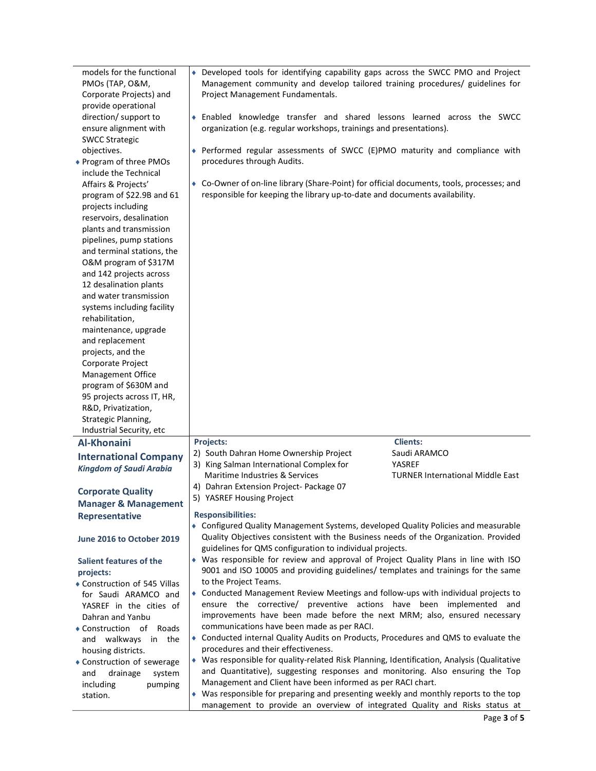models for the functional PMOs (TAP, O&M, Corporate Projects) and provide operational direction/ support to ensure alignment with SWCC Strategic objectives.

- Program of three PMOs include the Technical Affairs & Projects' program of $22.9B and 61 projects including reservoirs, desalination plants and transmission pipelines, pump stations and terminal stations, the O&M program of $317M and 142 projects across 12 desalination plants and water transmission systems including facility rehabilitation, maintenance, upgrade and replacement projects, and the Corporate Project Management Office program of $630M and 95 projects across IT, HR, R&D, Privatization, Strategic Planning, Industrial Security, etc

- Developed tools for identifying capability gaps across the SWCC PMO and Project Management community and develop tailored training procedures/ guidelines for Project Management Fundamentals.
- Enabled knowledge transfer and shared lessons learned across the SWCC organization (e.g. regular workshops, trainings and presentations).
- Performed regular assessments of SWCC (E)PMO maturity and compliance with procedures through Audits.
- Co-Owner of on-line library (Share-Point) for official documents, tools, processes; and responsible for keeping the library up-to-date and documents availability.

## Al-Khonaini International Company

***Kingdom of Saudi Arabia***

### Corporate Quality Manager & Management Representative

**June 2016 to October 2019**

**Salient features of the projects:**

- Construction of 545 Villas for Saudi ARAMCO and YASREF in the cities of Dahran and Yanbu
- Construction of Roads and walkways in the housing districts.
- Construction of sewerage and drainage system including pumping station.

| **Projects:** | **Clients:** |
| --- | --- |
| 2) South Dahran Home Ownership Project | Saudi ARAMCO |
| 3) King Salman International Complex for Maritime Industries & Services | YASREF |
| | TURNER International Middle East |
| 4) Dahran Extension Project- Package 07 | |
| 5) YASREF Housing Project | |

**Responsibilities:**

- Configured Quality Management Systems, developed Quality Policies and measurable Quality Objectives consistent with the Business needs of the Organization. Provided guidelines for QMS configuration to individual projects.
- Was responsible for review and approval of Project Quality Plans in line with ISO 9001 and ISO 10005 and providing guidelines/ templates and trainings for the same to the Project Teams.
- Conducted Management Review Meetings and follow-ups with individual projects to ensure the corrective/ preventive actions have been implemented and improvements have been made before the next MRM; also, ensured necessary communications have been made as per RACI.
- Conducted internal Quality Audits on Products, Procedures and QMS to evaluate the procedures and their effectiveness.
- Was responsible for quality-related Risk Planning, Identification, Analysis (Qualitative and Quantitative), suggesting responses and monitoring. Also ensuring the Top Management and Client have been informed as per RACI chart.
- Was responsible for preparing and presenting weekly and monthly reports to the top management to provide an overview of integrated Quality and Risks status at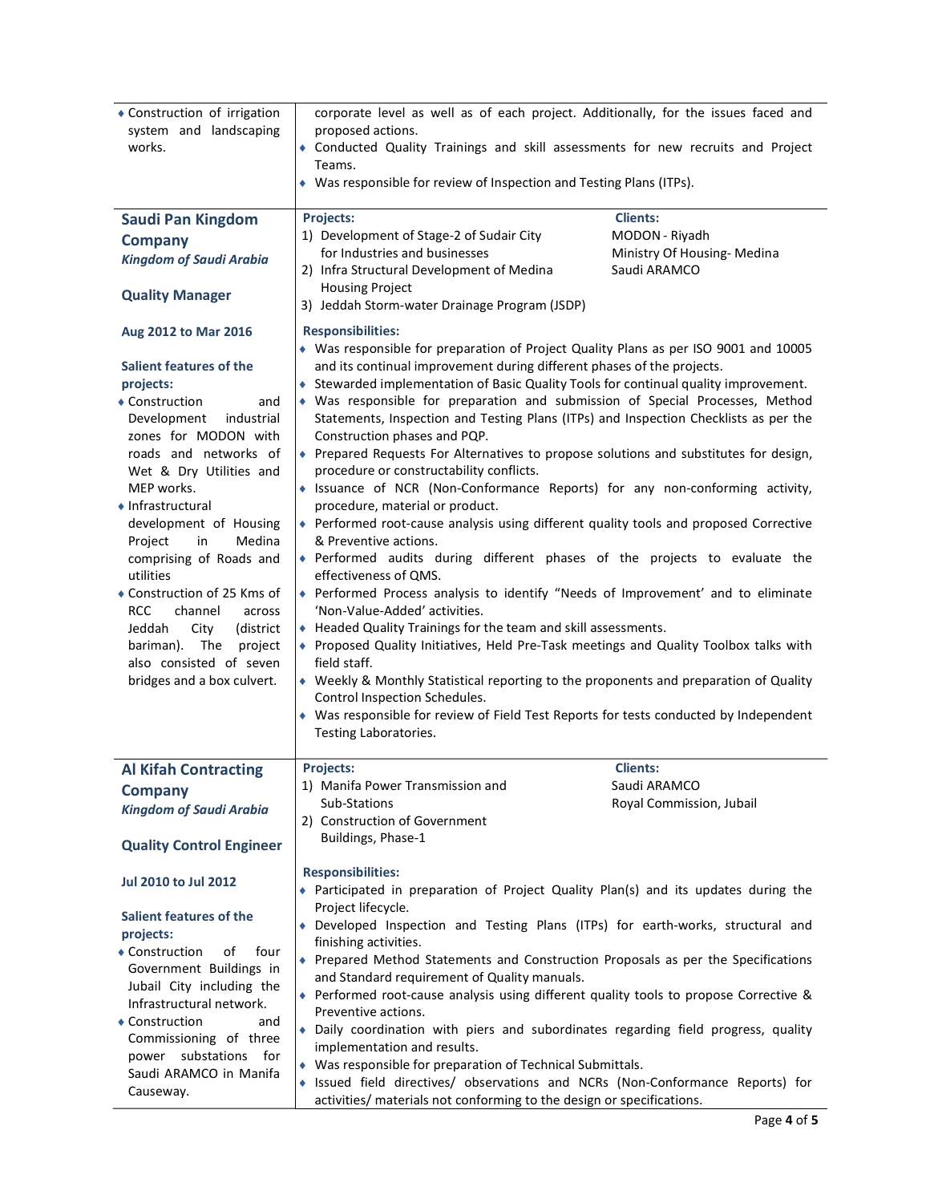- Construction of irrigation system and landscaping works.

corporate level as well as of each project. Additionally, for the issues faced and proposed actions.

- Conducted Quality Trainings and skill assessments for new recruits and Project Teams.
- Was responsible for review of Inspection and Testing Plans (ITPs).

---

### Saudi Pan Kingdom Company

***Kingdom of Saudi Arabia***

**Quality Manager**

**Aug 2012 to Mar 2016**

**Salient features of the projects:**

- Construction and Development industrial zones for MODON with roads and networks of Wet & Dry Utilities and MEP works.
- Infrastructural development of Housing Project in Medina comprising of Roads and utilities
- Construction of 25 Kms of RCC channel across Jeddah City (district bariman). The project also consisted of seven bridges and a box culvert.

| **Projects:** | **Clients:** |
|---|---|
| 1) Development of Stage-2 of Sudair City for Industries and businesses | MODON - Riyadh |
| 2) Infra Structural Development of Medina Housing Project | Ministry Of Housing- Medina |
| 3) Jeddah Storm-water Drainage Program (JSDP) | Saudi ARAMCO |

**Responsibilities:**

- Was responsible for preparation of Project Quality Plans as per ISO 9001 and 10005 and its continual improvement during different phases of the projects.
- Stewarded implementation of Basic Quality Tools for continual quality improvement.
- Was responsible for preparation and submission of Special Processes, Method Statements, Inspection and Testing Plans (ITPs) and Inspection Checklists as per the Construction phases and PQP.
- Prepared Requests For Alternatives to propose solutions and substitutes for design, procedure or constructability conflicts.
- Issuance of NCR (Non-Conformance Reports) for any non-conforming activity, procedure, material or product.
- Performed root-cause analysis using different quality tools and proposed Corrective & Preventive actions.
- Performed audits during different phases of the projects to evaluate the effectiveness of QMS.
- Performed Process analysis to identify "Needs of Improvement' and to eliminate 'Non-Value-Added' activities.
- Headed Quality Trainings for the team and skill assessments.
- Proposed Quality Initiatives, Held Pre-Task meetings and Quality Toolbox talks with field staff.
- Weekly & Monthly Statistical reporting to the proponents and preparation of Quality Control Inspection Schedules.
- Was responsible for review of Field Test Reports for tests conducted by Independent Testing Laboratories.

---

### Al Kifah Contracting Company

***Kingdom of Saudi Arabia***

**Quality Control Engineer**

**Jul 2010 to Jul 2012**

**Salient features of the projects:**

- Construction of four Government Buildings in Jubail City including the Infrastructural network.
- Construction and Commissioning of three power substations for Saudi ARAMCO in Manifa Causeway.

| **Projects:** | **Clients:** |
|---|---|
| 1) Manifa Power Transmission and Sub-Stations | Saudi ARAMCO |
| 2) Construction of Government Buildings, Phase-1 | Royal Commission, Jubail |

**Responsibilities:**

- Participated in preparation of Project Quality Plan(s) and its updates during the Project lifecycle.
- Developed Inspection and Testing Plans (ITPs) for earth-works, structural and finishing activities.
- Prepared Method Statements and Construction Proposals as per the Specifications and Standard requirement of Quality manuals.
- Performed root-cause analysis using different quality tools to propose Corrective & Preventive actions.
- Daily coordination with piers and subordinates regarding field progress, quality implementation and results.
- Was responsible for preparation of Technical Submittals.
- Issued field directives/ observations and NCRs (Non-Conformance Reports) for activities/ materials not conforming to the design or specifications.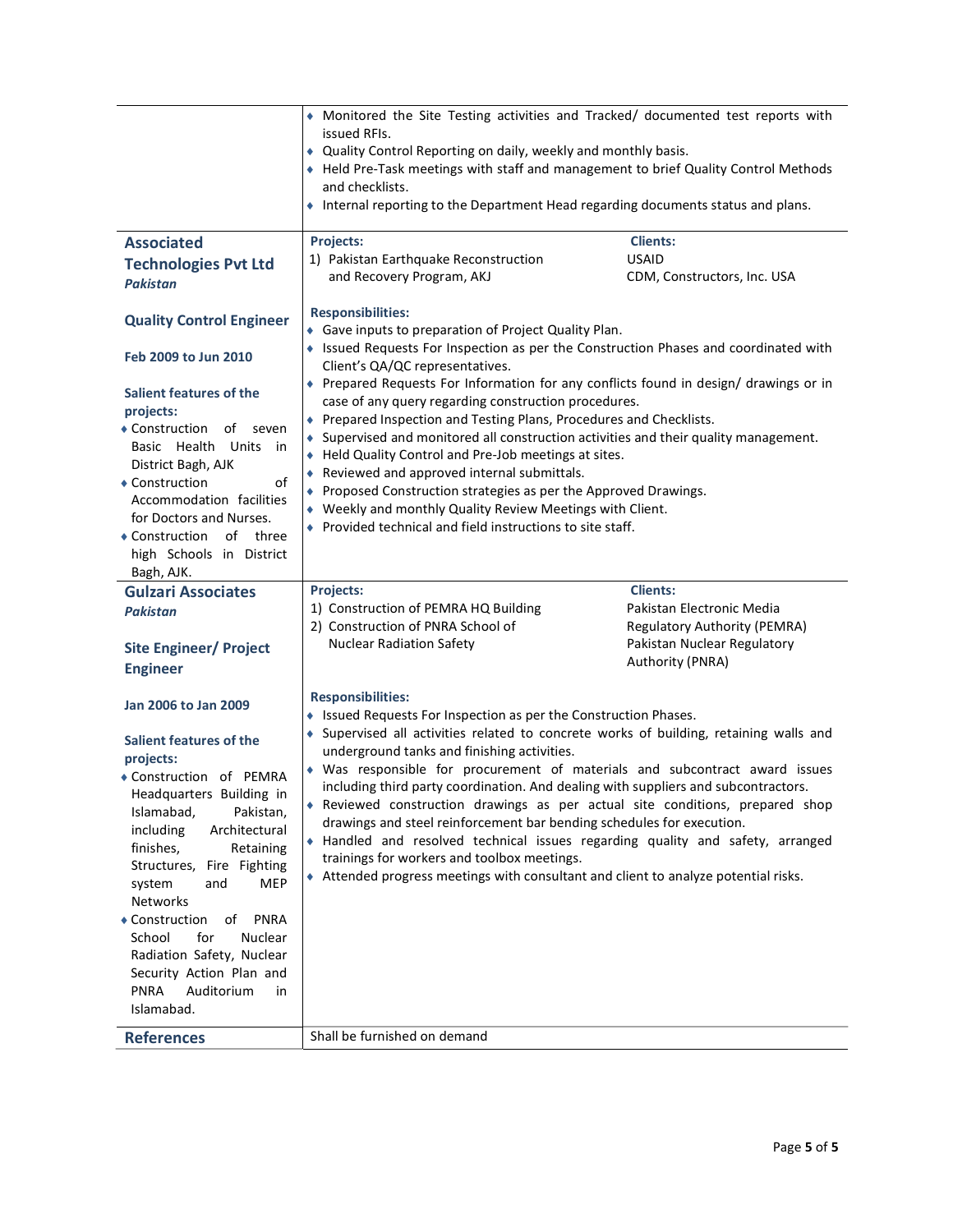- Monitored the Site Testing activities and Tracked/ documented test reports with issued RFIs.
- Quality Control Reporting on daily, weekly and monthly basis.
- Held Pre-Task meetings with staff and management to brief Quality Control Methods and checklists.
- Internal reporting to the Department Head regarding documents status and plans.

---

### Associated Technologies Pvt Ltd

***Pakistan***

**Quality Control Engineer**

**Feb 2009 to Jun 2010**

**Salient features of the projects:**

- Construction of seven Basic Health Units in District Bagh, AJK
- Construction of Accommodation facilities for Doctors and Nurses.
- Construction of three high Schools in District Bagh, AJK.

| Projects: | Clients: |
|---|---|
| 1) Pakistan Earthquake Reconstruction and Recovery Program, AKJ | USAID<br>CDM, Constructors, Inc. USA |

**Responsibilities:**

- Gave inputs to preparation of Project Quality Plan.
- Issued Requests For Inspection as per the Construction Phases and coordinated with Client's QA/QC representatives.
- Prepared Requests For Information for any conflicts found in design/ drawings or in case of any query regarding construction procedures.
- Prepared Inspection and Testing Plans, Procedures and Checklists.
- Supervised and monitored all construction activities and their quality management.
- Held Quality Control and Pre-Job meetings at sites.
- Reviewed and approved internal submittals.
- Proposed Construction strategies as per the Approved Drawings.
- Weekly and monthly Quality Review Meetings with Client.
- Provided technical and field instructions to site staff.

---

### Gulzari Associates

***Pakistan***

**Site Engineer/ Project Engineer**

**Jan 2006 to Jan 2009**

**Salient features of the projects:**

- Construction of PEMRA Headquarters Building in Islamabad, Pakistan, including Architectural finishes, Retaining Structures, Fire Fighting system and MEP Networks
- Construction of PNRA School for Nuclear Radiation Safety, Nuclear Security Action Plan and PNRA Auditorium in Islamabad.

| Projects: | Clients: |
|---|---|
| 1) Construction of PEMRA HQ Building | Pakistan Electronic Media Regulatory Authority (PEMRA) |
| 2) Construction of PNRA School of Nuclear Radiation Safety | Pakistan Nuclear Regulatory Authority (PNRA) |

**Responsibilities:**

- Issued Requests For Inspection as per the Construction Phases.
- Supervised all activities related to concrete works of building, retaining walls and underground tanks and finishing activities.
- Was responsible for procurement of materials and subcontract award issues including third party coordination. And dealing with suppliers and subcontractors.
- Reviewed construction drawings as per actual site conditions, prepared shop drawings and steel reinforcement bar bending schedules for execution.
- Handled and resolved technical issues regarding quality and safety, arranged trainings for workers and toolbox meetings.
- Attended progress meetings with consultant and client to analyze potential risks.

---

### References

Shall be furnished on demand